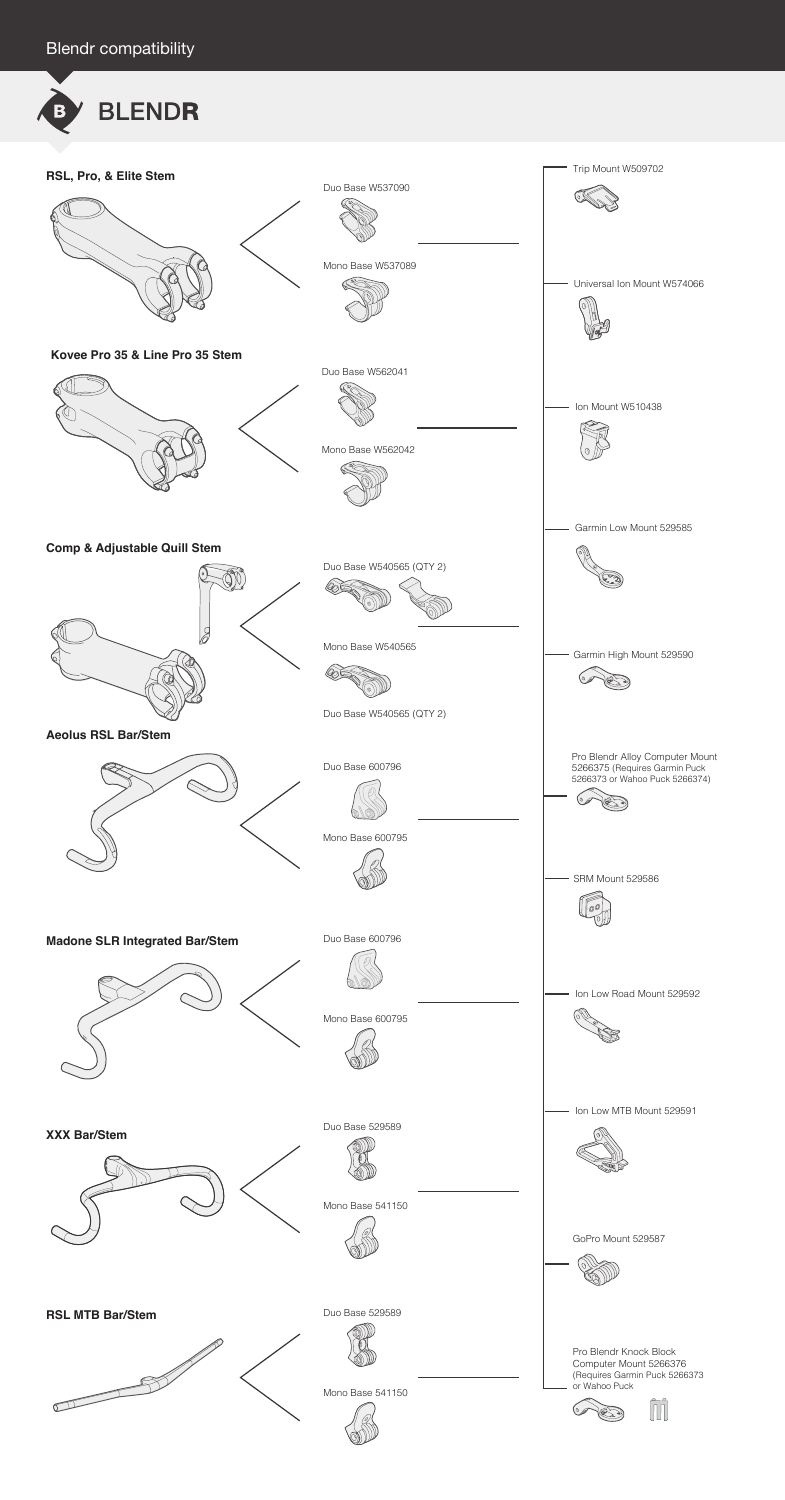Blendr compatibility

# BLENDR

### RSL, Pro, & Elite Stem

Duo Base W537090

Mono Base W537089

### Kovee Pro 35 & Line Pro 35 Stem

Duo Base W562041

Mono Base W562042

### Comp & Adjustable Quill Stem

Duo Base W540565 (QTY 2)

Mono Base W540565

Duo Base W540565 (QTY 2)

### Aeolus RSL Bar/Stem

Duo Base 600796

Mono Base 600795

### Madone SLR Integrated Bar/Stem

Duo Base 600796

Mono Base 600795

### XXX Bar/Stem

Duo Base 529589

Mono Base 541150

### RSL MTB Bar/Stem

Duo Base 529589

Mono Base 541150

---

Trip Mount W509702

Universal Ion Mount W574066

Ion Mount W510438

Garmin Low Mount 529585

Garmin High Mount 529590

Pro Blendr Alloy Computer Mount 5266375 (Requires Garmin Puck 5266373 or Wahoo Puck 5266374)

SRM Mount 529586

Ion Low Road Mount 529592

Ion Low MTB Mount 529591

GoPro Mount 529587

Pro Blendr Knock Block Computer Mount 5266376 (Requires Garmin Puck 5266373 or Wahoo Puck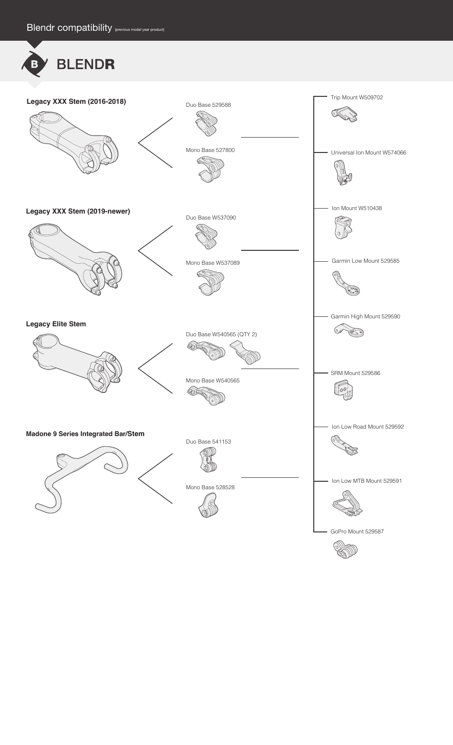Blendr compatibility (previous model year product)

# BLENDR

**Legacy XXX Stem (2016-2018)**

Duo Base 529588

Mono Base 527800

**Legacy XXX Stem (2019-newer)**

Duo Base W537090

Mono Base W537089

**Legacy Elite Stem**

Duo Base W540565 (QTY 2)

Mono Base W540565

**Madone 9 Series Integrated Bar/Stem**

Duo Base 541153

Mono Base 528528

Trip Mount W509702

Universal Ion Mount W574066

Ion Mount W510438

Garmin Low Mount 529585

Garmin High Mount 529590

SRM Mount 529586

Ion Low Road Mount 529592

Ion Low MTB Mount 529591

GoPro Mount 529587